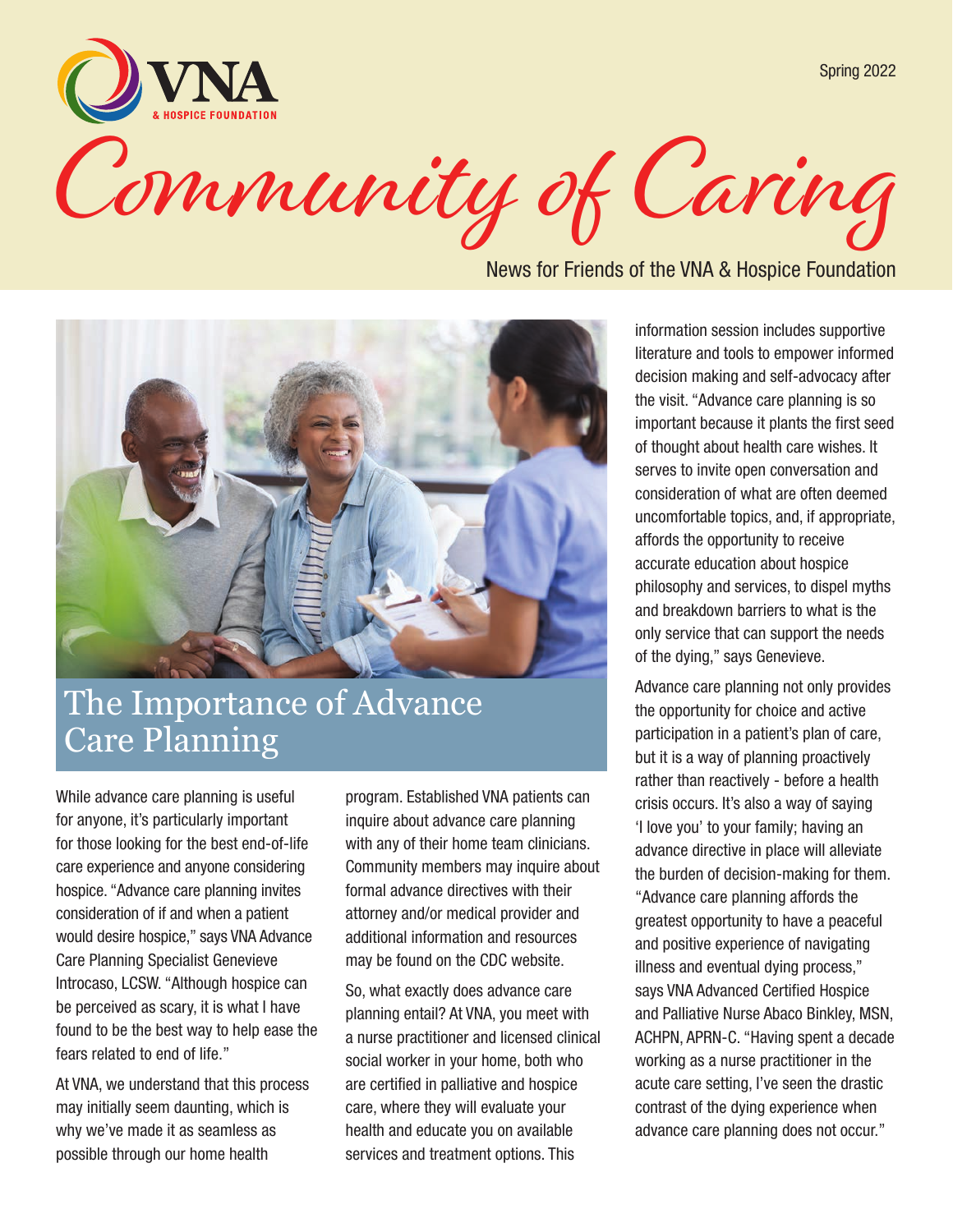VNA & HOSPICE FOUNDATION

Spring 2022

# Community of Caring

News for Friends of the VNA & Hospice Foundation

## The Importance of Advance Care Planning

While advance care planning is useful for anyone, it's particularly important for those looking for the best end-of-life care experience and anyone considering hospice. "Advance care planning invites consideration of if and when a patient would desire hospice," says VNA Advance Care Planning Specialist Genevieve Introcaso, LCSW. "Although hospice can be perceived as scary, it is what I have found to be the best way to help ease the fears related to end of life."

At VNA, we understand that this process may initially seem daunting, which is why we've made it as seamless as possible through our home health program. Established VNA patients can inquire about advance care planning with any of their home team clinicians. Community members may inquire about formal advance directives with their attorney and/or medical provider and additional information and resources may be found on the CDC website.

So, what exactly does advance care planning entail? At VNA, you meet with a nurse practitioner and licensed clinical social worker in your home, both who are certified in palliative and hospice care, where they will evaluate your health and educate you on available services and treatment options. This information session includes supportive literature and tools to empower informed decision making and self-advocacy after the visit. "Advance care planning is so important because it plants the first seed of thought about health care wishes. It serves to invite open conversation and consideration of what are often deemed uncomfortable topics, and, if appropriate, affords the opportunity to receive accurate education about hospice philosophy and services, to dispel myths and breakdown barriers to what is the only service that can support the needs of the dying," says Genevieve.

Advance care planning not only provides the opportunity for choice and active participation in a patient's plan of care, but it is a way of planning proactively rather than reactively - before a health crisis occurs. It's also a way of saying 'I love you' to your family; having an advance directive in place will alleviate the burden of decision-making for them. "Advance care planning affords the greatest opportunity to have a peaceful and positive experience of navigating illness and eventual dying process," says VNA Advanced Certified Hospice and Palliative Nurse Abaco Binkley, MSN, ACHPN, APRN-C. "Having spent a decade working as a nurse practitioner in the acute care setting, I've seen the drastic contrast of the dying experience when advance care planning does not occur."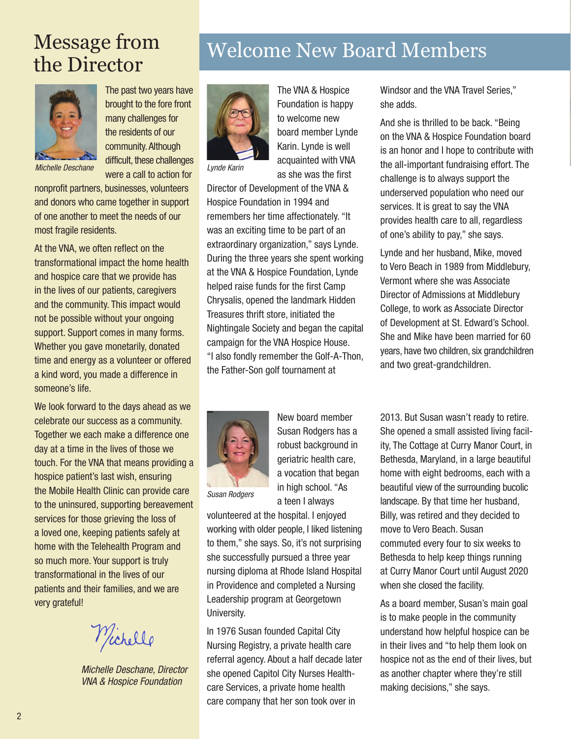# Message from the Director

*Michelle Deschane*

The past two years have brought to the fore front many challenges for the residents of our community. Although difficult, these challenges were a call to action for nonprofit partners, businesses, volunteers and donors who came together in support of one another to meet the needs of our most fragile residents.

At the VNA, we often reflect on the transformational impact the home health and hospice care that we provide has in the lives of our patients, caregivers and the community. This impact would not be possible without your ongoing support. Support comes in many forms. Whether you gave monetarily, donated time and energy as a volunteer or offered a kind word, you made a difference in someone's life.

We look forward to the days ahead as we celebrate our success as a community. Together we each make a difference one day at a time in the lives of those we touch. For the VNA that means providing a hospice patient's last wish, ensuring the Mobile Health Clinic can provide care to the uninsured, supporting bereavement services for those grieving the loss of a loved one, keeping patients safely at home with the Telehealth Program and so much more. Your support is truly transformational in the lives of our patients and their families, and we are very grateful!

Michelle

*Michelle Deschane, Director*
*VNA & Hospice Foundation*

# Welcome New Board Members

*Lynde Karin*

The VNA & Hospice Foundation is happy to welcome new board member Lynde Karin. Lynde is well acquainted with VNA as she was the first Director of Development of the VNA & Hospice Foundation in 1994 and remembers her time affectionately. "It was an exciting time to be part of an extraordinary organization," says Lynde. During the three years she spent working at the VNA & Hospice Foundation, Lynde helped raise funds for the first Camp Chrysalis, opened the landmark Hidden Treasures thrift store, initiated the Nightingale Society and began the capital campaign for the VNA Hospice House. "I also fondly remember the Golf-A-Thon, the Father-Son golf tournament at Windsor and the VNA Travel Series," she adds.

And she is thrilled to be back. "Being on the VNA & Hospice Foundation board is an honor and I hope to contribute with the all-important fundraising effort. The challenge is to always support the underserved population who need our services. It is great to say the VNA provides health care to all, regardless of one's ability to pay," she says.

Lynde and her husband, Mike, moved to Vero Beach in 1989 from Middlebury, Vermont where she was Associate Director of Admissions at Middlebury College, to work as Associate Director of Development at St. Edward's School. She and Mike have been married for 60 years, have two children, six grandchildren and two great-grandchildren.

*Susan Rodgers*

New board member Susan Rodgers has a robust background in geriatric health care, a vocation that began in high school. "As a teen I always volunteered at the hospital. I enjoyed working with older people, I liked listening to them," she says. So, it's not surprising she successfully pursued a three year nursing diploma at Rhode Island Hospital in Providence and completed a Nursing Leadership program at Georgetown University.

In 1976 Susan founded Capital City Nursing Registry, a private health care referral agency. About a half decade later she opened Capitol City Nurses Health-care Services, a private home health care company that her son took over in 2013. But Susan wasn't ready to retire. She opened a small assisted living facility, The Cottage at Curry Manor Court, in Bethesda, Maryland, in a large beautiful home with eight bedrooms, each with a beautiful view of the surrounding bucolic landscape. By that time her husband, Billy, was retired and they decided to move to Vero Beach. Susan commuted every four to six weeks to Bethesda to help keep things running at Curry Manor Court until August 2020 when she closed the facility.

As a board member, Susan's main goal is to make people in the community understand how helpful hospice can be in their lives and "to help them look on hospice not as the end of their lives, but as another chapter where they're still making decisions," she says.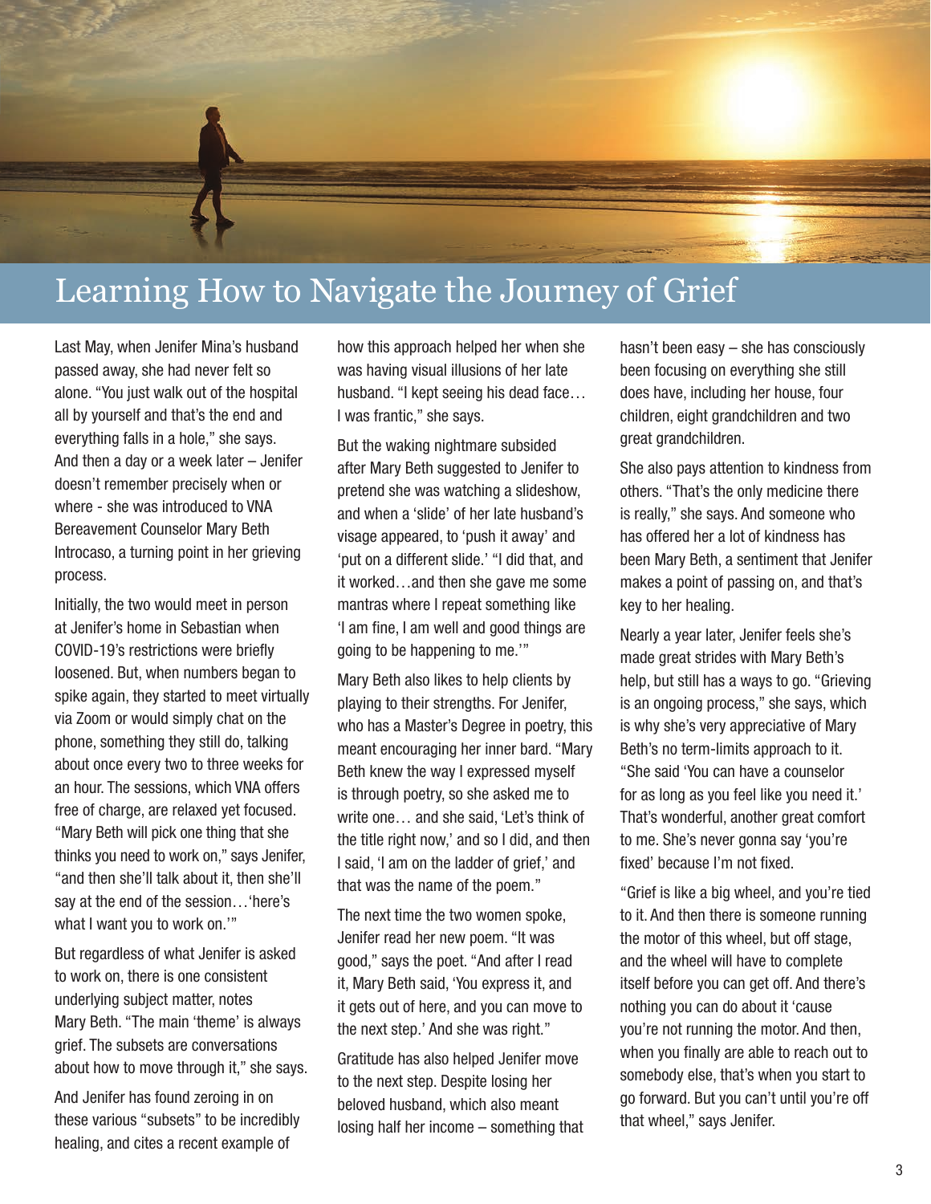# Learning How to Navigate the Journey of Grief

Last May, when Jenifer Mina's husband passed away, she had never felt so alone. "You just walk out of the hospital all by yourself and that's the end and everything falls in a hole," she says. And then a day or a week later – Jenifer doesn't remember precisely when or where - she was introduced to VNA Bereavement Counselor Mary Beth Introcaso, a turning point in her grieving process.

Initially, the two would meet in person at Jenifer's home in Sebastian when COVID-19's restrictions were briefly loosened. But, when numbers began to spike again, they started to meet virtually via Zoom or would simply chat on the phone, something they still do, talking about once every two to three weeks for an hour. The sessions, which VNA offers free of charge, are relaxed yet focused. "Mary Beth will pick one thing that she thinks you need to work on," says Jenifer, "and then she'll talk about it, then she'll say at the end of the session…'here's what I want you to work on.'"

But regardless of what Jenifer is asked to work on, there is one consistent underlying subject matter, notes Mary Beth. "The main 'theme' is always grief. The subsets are conversations about how to move through it," she says.

And Jenifer has found zeroing in on these various "subsets" to be incredibly healing, and cites a recent example of how this approach helped her when she was having visual illusions of her late husband. "I kept seeing his dead face… I was frantic," she says.

But the waking nightmare subsided after Mary Beth suggested to Jenifer to pretend she was watching a slideshow, and when a 'slide' of her late husband's visage appeared, to 'push it away' and 'put on a different slide.' "I did that, and it worked…and then she gave me some mantras where I repeat something like 'I am fine, I am well and good things are going to be happening to me.'"

Mary Beth also likes to help clients by playing to their strengths. For Jenifer, who has a Master's Degree in poetry, this meant encouraging her inner bard. "Mary Beth knew the way I expressed myself is through poetry, so she asked me to write one… and she said, 'Let's think of the title right now,' and so I did, and then I said, 'I am on the ladder of grief,' and that was the name of the poem."

The next time the two women spoke, Jenifer read her new poem. "It was good," says the poet. "And after I read it, Mary Beth said, 'You express it, and it gets out of here, and you can move to the next step.' And she was right."

Gratitude has also helped Jenifer move to the next step. Despite losing her beloved husband, which also meant losing half her income – something that hasn't been easy – she has consciously been focusing on everything she still does have, including her house, four children, eight grandchildren and two great grandchildren.

She also pays attention to kindness from others. "That's the only medicine there is really," she says. And someone who has offered her a lot of kindness has been Mary Beth, a sentiment that Jenifer makes a point of passing on, and that's key to her healing.

Nearly a year later, Jenifer feels she's made great strides with Mary Beth's help, but still has a ways to go. "Grieving is an ongoing process," she says, which is why she's very appreciative of Mary Beth's no term-limits approach to it. "She said 'You can have a counselor for as long as you feel like you need it.' That's wonderful, another great comfort to me. She's never gonna say 'you're fixed' because I'm not fixed.

"Grief is like a big wheel, and you're tied to it. And then there is someone running the motor of this wheel, but off stage, and the wheel will have to complete itself before you can get off. And there's nothing you can do about it 'cause you're not running the motor. And then, when you finally are able to reach out to somebody else, that's when you start to go forward. But you can't until you're off that wheel," says Jenifer.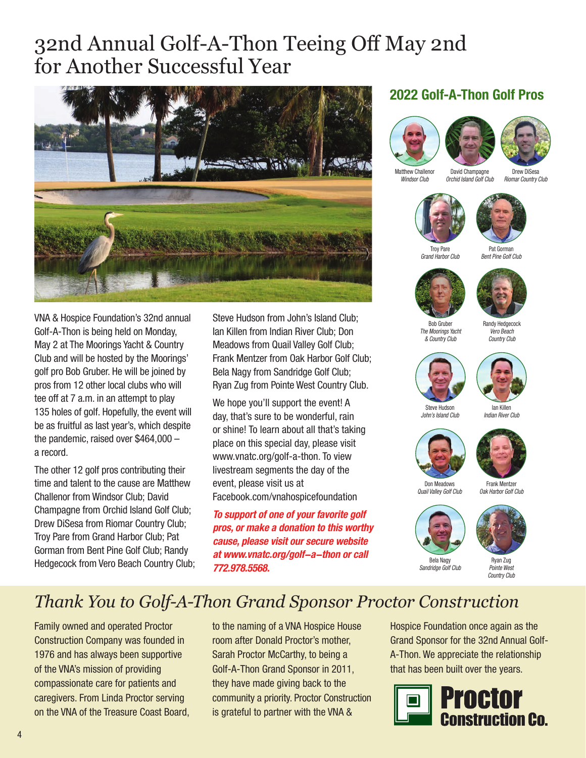# 32nd Annual Golf-A-Thon Teeing Off May 2nd for Another Successful Year

VNA & Hospice Foundation's 32nd annual Golf-A-Thon is being held on Monday, May 2 at The Moorings Yacht & Country Club and will be hosted by the Moorings' golf pro Bob Gruber. He will be joined by pros from 12 other local clubs who will tee off at 7 a.m. in an attempt to play 135 holes of golf. Hopefully, the event will be as fruitful as last year's, which despite the pandemic, raised over $464,000 – a record.

The other 12 golf pros contributing their time and talent to the cause are Matthew Challenor from Windsor Club; David Champagne from Orchid Island Golf Club; Drew DiSesa from Riomar Country Club; Troy Pare from Grand Harbor Club; Pat Gorman from Bent Pine Golf Club; Randy Hedgecock from Vero Beach Country Club; Steve Hudson from John's Island Club; Ian Killen from Indian River Club; Don Meadows from Quail Valley Golf Club; Frank Mentzer from Oak Harbor Golf Club; Bela Nagy from Sandridge Golf Club; Ryan Zug from Pointe West Country Club.

We hope you'll support the event! A day, that's sure to be wonderful, rain or shine! To learn about all that's taking place on this special day, please visit www.vnatc.org/golf-a-thon. To view livestream segments the day of the event, please visit us at Facebook.com/vnahospicefoundation

***To support of one of your favorite golf pros, or make a donation to this worthy cause, please visit our secure website at www.vnatc.org/golf–a–thon or call 772.978.5568.***

## 2022 Golf-A-Thon Golf Pros

Matthew Challenor
*Windsor Club*

David Champagne
*Orchid Island Golf Club*

Drew DiSesa
*Riomar Country Club*

Troy Pare
*Grand Harbor Club*

Pat Gorman
*Bent Pine Golf Club*

Bob Gruber
*The Moorings Yacht & Country Club*

Randy Hedgecock
*Vero Beach Country Club*

Steve Hudson
*John's Island Club*

Ian Killen
*Indian River Club*

Don Meadows
*Quail Valley Golf Club*

Frank Mentzer
*Oak Harbor Golf Club*

Bela Nagy
*Sandridge Golf Club*

Ryan Zug
*Pointe West Country Club*

## *Thank You to Golf-A-Thon Grand Sponsor Proctor Construction*

Family owned and operated Proctor Construction Company was founded in 1976 and has always been supportive of the VNA's mission of providing compassionate care for patients and caregivers. From Linda Proctor serving on the VNA of the Treasure Coast Board, to the naming of a VNA Hospice House room after Donald Proctor's mother, Sarah Proctor McCarthy, to being a Golf-A-Thon Grand Sponsor in 2011, they have made giving back to the community a priority. Proctor Construction is grateful to partner with the VNA & Hospice Foundation once again as the Grand Sponsor for the 32nd Annual Golf-A-Thon. We appreciate the relationship that has been built over the years.

**Proctor Construction Co.**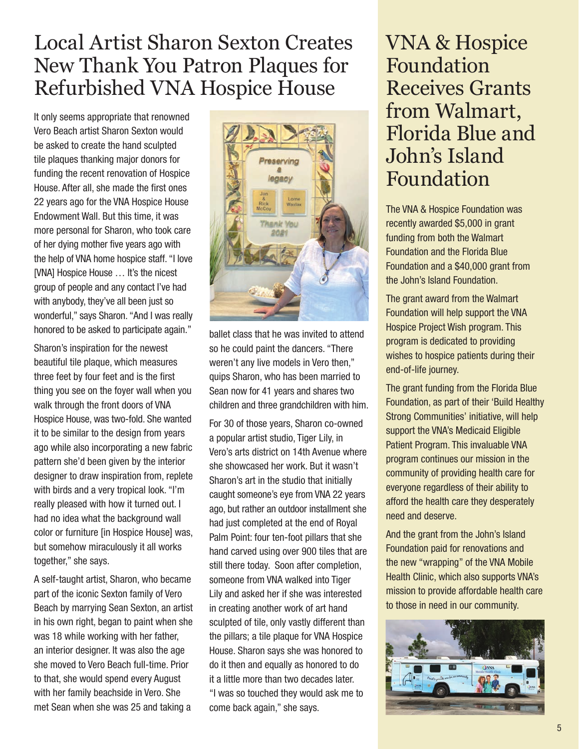# Local Artist Sharon Sexton Creates New Thank You Patron Plaques for Refurbished VNA Hospice House

It only seems appropriate that renowned Vero Beach artist Sharon Sexton would be asked to create the hand sculpted tile plaques thanking major donors for funding the recent renovation of Hospice House. After all, she made the first ones 22 years ago for the VNA Hospice House Endowment Wall. But this time, it was more personal for Sharon, who took care of her dying mother five years ago with the help of VNA home hospice staff. "I love [VNA] Hospice House … It's the nicest group of people and any contact I've had with anybody, they've all been just so wonderful," says Sharon. "And I was really honored to be asked to participate again."

Sharon's inspiration for the newest beautiful tile plaque, which measures three feet by four feet and is the first thing you see on the foyer wall when you walk through the front doors of VNA Hospice House, was two-fold. She wanted it to be similar to the design from years ago while also incorporating a new fabric pattern she'd been given by the interior designer to draw inspiration from, replete with birds and a very tropical look. "I'm really pleased with how it turned out. I had no idea what the background wall color or furniture [in Hospice House] was, but somehow miraculously it all works together," she says.

A self-taught artist, Sharon, who became part of the iconic Sexton family of Vero Beach by marrying Sean Sexton, an artist in his own right, began to paint when she was 18 while working with her father, an interior designer. It was also the age she moved to Vero Beach full-time. Prior to that, she would spend every August with her family beachside in Vero. She met Sean when she was 25 and taking a ballet class that he was invited to attend so he could paint the dancers. "There weren't any live models in Vero then," quips Sharon, who has been married to Sean now for 41 years and shares two children and three grandchildren with him.

For 30 of those years, Sharon co-owned a popular artist studio, Tiger Lily, in Vero's arts district on 14th Avenue where she showcased her work. But it wasn't Sharon's art in the studio that initially caught someone's eye from VNA 22 years ago, but rather an outdoor installment she had just completed at the end of Royal Palm Point: four ten-foot pillars that she hand carved using over 900 tiles that are still there today. Soon after completion, someone from VNA walked into Tiger Lily and asked her if she was interested in creating another work of art hand sculpted of tile, only vastly different than the pillars; a tile plaque for VNA Hospice House. Sharon says she was honored to do it then and equally as honored to do it a little more than two decades later. "I was so touched they would ask me to come back again," she says.

# VNA & Hospice Foundation Receives Grants from Walmart, Florida Blue and John's Island Foundation

The VNA & Hospice Foundation was recently awarded $5,000 in grant funding from both the Walmart Foundation and the Florida Blue Foundation and a $40,000 grant from the John's Island Foundation.

The grant award from the Walmart Foundation will help support the VNA Hospice Project Wish program. This program is dedicated to providing wishes to hospice patients during their end-of-life journey.

The grant funding from the Florida Blue Foundation, as part of their 'Build Healthy Strong Communities' initiative, will help support the VNA's Medicaid Eligible Patient Program. This invaluable VNA program continues our mission in the community of providing health care for everyone regardless of their ability to afford the health care they desperately need and deserve.

And the grant from the John's Island Foundation paid for renovations and the new "wrapping" of the VNA Mobile Health Clinic, which also supports VNA's mission to provide affordable health care to those in need in our community.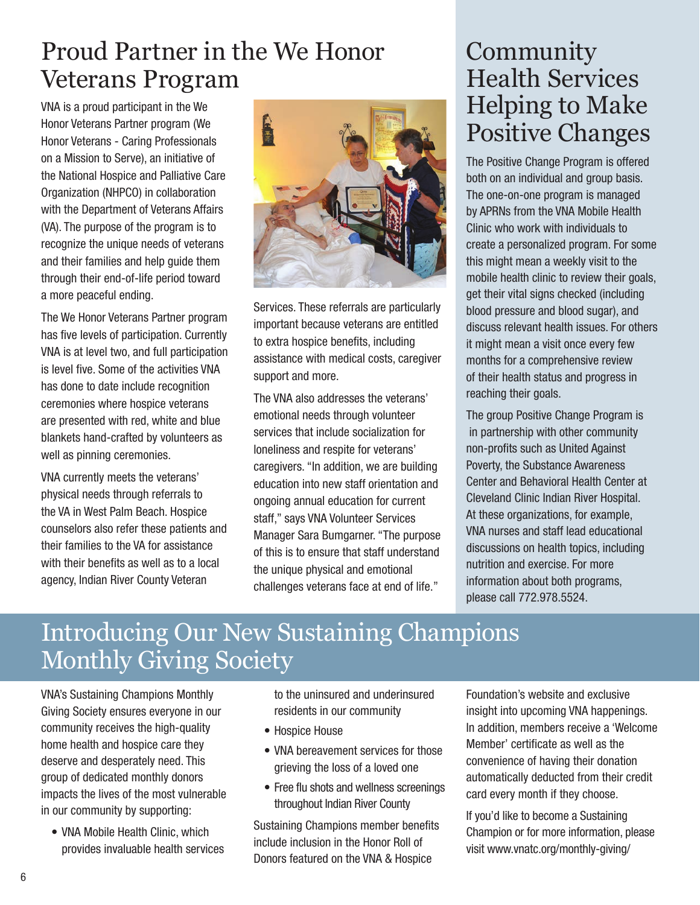## Proud Partner in the We Honor Veterans Program

VNA is a proud participant in the We Honor Veterans Partner program (We Honor Veterans - Caring Professionals on a Mission to Serve), an initiative of the National Hospice and Palliative Care Organization (NHPCO) in collaboration with the Department of Veterans Affairs (VA). The purpose of the program is to recognize the unique needs of veterans and their families and help guide them through their end-of-life period toward a more peaceful ending.

The We Honor Veterans Partner program has five levels of participation. Currently VNA is at level two, and full participation is level five. Some of the activities VNA has done to date include recognition ceremonies where hospice veterans are presented with red, white and blue blankets hand-crafted by volunteers as well as pinning ceremonies.

VNA currently meets the veterans' physical needs through referrals to the VA in West Palm Beach. Hospice counselors also refer these patients and their families to the VA for assistance with their benefits as well as to a local agency, Indian River County Veteran Services. These referrals are particularly important because veterans are entitled to extra hospice benefits, including assistance with medical costs, caregiver support and more.

The VNA also addresses the veterans' emotional needs through volunteer services that include socialization for loneliness and respite for veterans' caregivers. "In addition, we are building education into new staff orientation and ongoing annual education for current staff," says VNA Volunteer Services Manager Sara Bumgarner. "The purpose of this is to ensure that staff understand the unique physical and emotional challenges veterans face at end of life."

## Community Health Services Helping to Make Positive Changes

The Positive Change Program is offered both on an individual and group basis. The one-on-one program is managed by APRNs from the VNA Mobile Health Clinic who work with individuals to create a personalized program. For some this might mean a weekly visit to the mobile health clinic to review their goals, get their vital signs checked (including blood pressure and blood sugar), and discuss relevant health issues. For others it might mean a visit once every few months for a comprehensive review of their health status and progress in reaching their goals.

The group Positive Change Program is in partnership with other community non-profits such as United Against Poverty, the Substance Awareness Center and Behavioral Health Center at Cleveland Clinic Indian River Hospital. At these organizations, for example, VNA nurses and staff lead educational discussions on health topics, including nutrition and exercise. For more information about both programs, please call 772.978.5524.

## Introducing Our New Sustaining Champions Monthly Giving Society

VNA's Sustaining Champions Monthly Giving Society ensures everyone in our community receives the high-quality home health and hospice care they deserve and desperately need. This group of dedicated monthly donors impacts the lives of the most vulnerable in our community by supporting:

- VNA Mobile Health Clinic, which provides invaluable health services to the uninsured and underinsured residents in our community
- Hospice House
- VNA bereavement services for those grieving the loss of a loved one
- Free flu shots and wellness screenings throughout Indian River County

Sustaining Champions member benefits include inclusion in the Honor Roll of Donors featured on the VNA & Hospice Foundation's website and exclusive insight into upcoming VNA happenings. In addition, members receive a 'Welcome Member' certificate as well as the convenience of having their donation automatically deducted from their credit card every month if they choose.

If you'd like to become a Sustaining Champion or for more information, please visit www.vnatc.org/monthly-giving/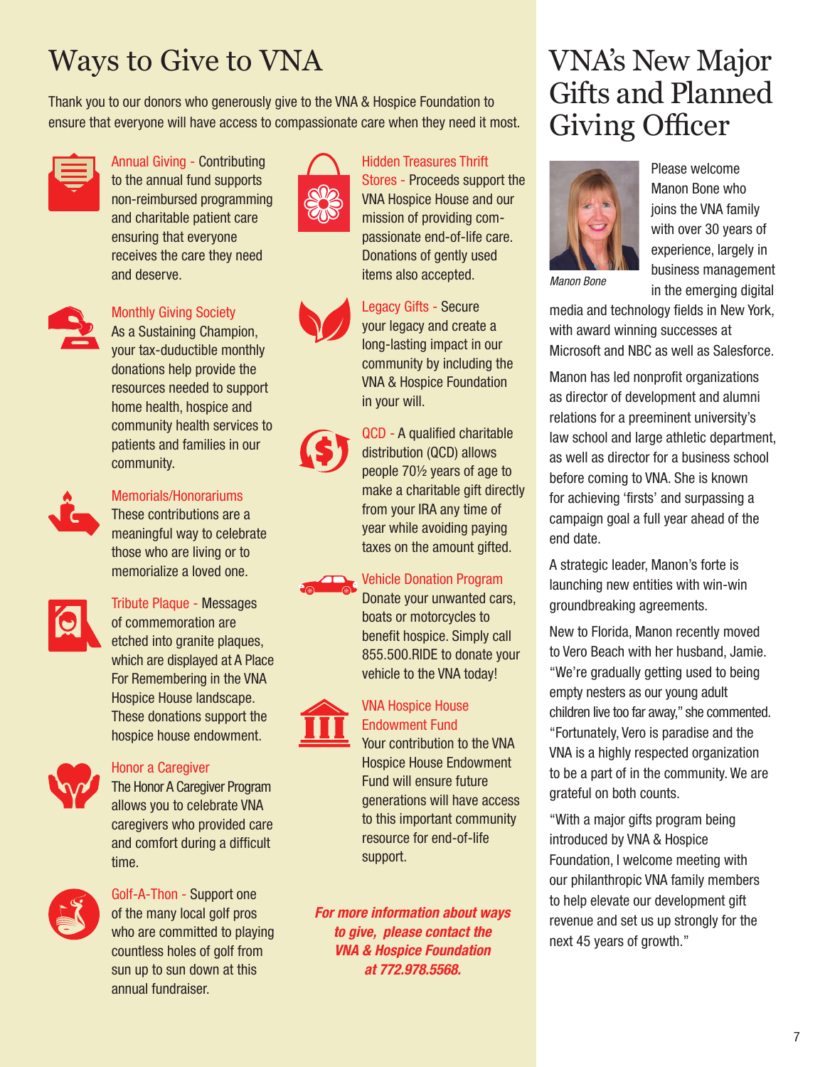# Ways to Give to VNA

Thank you to our donors who generously give to the VNA & Hospice Foundation to ensure that everyone will have access to compassionate care when they need it most.

**Annual Giving** - Contributing to the annual fund supports non-reimbursed programming and charitable patient care ensuring that everyone receives the care they need and deserve.

**Monthly Giving Society**
As a Sustaining Champion, your tax-duductible monthly donations help provide the resources needed to support home health, hospice and community health services to patients and families in our community.

**Memorials/Honorariums**
These contributions are a meaningful way to celebrate those who are living or to memorialize a loved one.

**Tribute Plaque** - Messages of commemoration are etched into granite plaques, which are displayed at A Place For Remembering in the VNA Hospice House landscape. These donations support the hospice house endowment.

**Honor a Caregiver**
The Honor A Caregiver Program allows you to celebrate VNA caregivers who provided care and comfort during a difficult time.

**Golf-A-Thon** - Support one of the many local golf pros who are committed to playing countless holes of golf from sun up to sun down at this annual fundraiser.

**Hidden Treasures Thrift Stores** - Proceeds support the VNA Hospice House and our mission of providing compassionate end-of-life care. Donations of gently used items also accepted.

**Legacy Gifts** - Secure your legacy and create a long-lasting impact in our community by including the VNA & Hospice Foundation in your will.

**QCD** - A qualified charitable distribution (QCD) allows people 70½ years of age to make a charitable gift directly from your IRA any time of year while avoiding paying taxes on the amount gifted.

**Vehicle Donation Program**
Donate your unwanted cars, boats or motorcycles to benefit hospice. Simply call 855.500.RIDE to donate your vehicle to the VNA today!

**VNA Hospice House Endowment Fund**
Your contribution to the VNA Hospice House Endowment Fund will ensure future generations will have access to this important community resource for end-of-life support.

***For more information about ways to give, please contact the VNA & Hospice Foundation at 772.978.5568.***

# VNA's New Major Gifts and Planned Giving Officer

*Manon Bone*

Please welcome Manon Bone who joins the VNA family with over 30 years of experience, largely in business management in the emerging digital media and technology fields in New York, with award winning successes at Microsoft and NBC as well as Salesforce.

Manon has led nonprofit organizations as director of development and alumni relations for a preeminent university's law school and large athletic department, as well as director for a business school before coming to VNA. She is known for achieving 'firsts' and surpassing a campaign goal a full year ahead of the end date.

A strategic leader, Manon's forte is launching new entities with win-win groundbreaking agreements.

New to Florida, Manon recently moved to Vero Beach with her husband, Jamie. "We're gradually getting used to being empty nesters as our young adult children live too far away," she commented. "Fortunately, Vero is paradise and the VNA is a highly respected organization to be a part of in the community. We are grateful on both counts.

"With a major gifts program being introduced by VNA & Hospice Foundation, I welcome meeting with our philanthropic VNA family members to help elevate our development gift revenue and set us up strongly for the next 45 years of growth."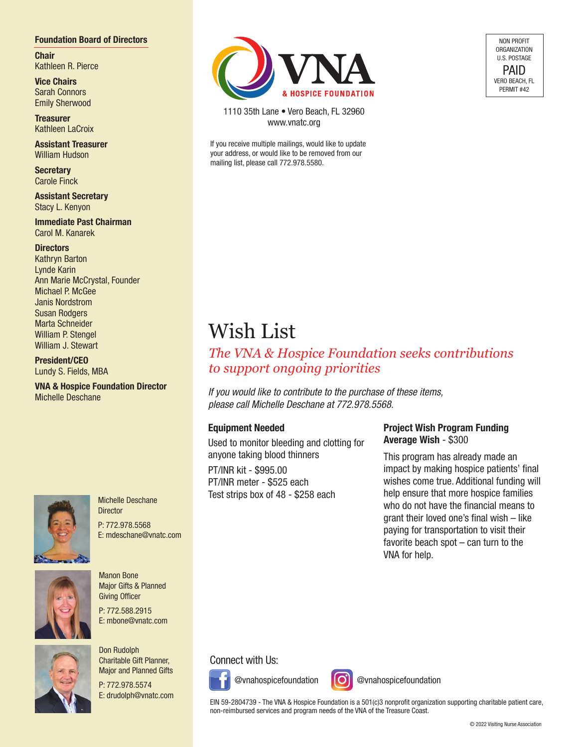### Foundation Board of Directors

**Chair**
Kathleen R. Pierce

**Vice Chairs**
Sarah Connors
Emily Sherwood

**Treasurer**
Kathleen LaCroix

**Assistant Treasurer**
William Hudson

**Secretary**
Carole Finck

**Assistant Secretary**
Stacy L. Kenyon

**Immediate Past Chairman**
Carol M. Kanarek

**Directors**
Kathryn Barton
Lynde Karin
Ann Marie McCrystal, Founder
Michael P. McGee
Janis Nordstrom
Susan Rodgers
Marta Schneider
William P. Stengel
William J. Stewart

**President/CEO**
Lundy S. Fields, MBA

**VNA & Hospice Foundation Director**
Michelle Deschane

Michelle Deschane
Director
P: 772.978.5568
E: mdeschane@vnatc.com

Manon Bone
Major Gifts & Planned Giving Officer
P: 772.588.2915
E: mbone@vnatc.com

Don Rudolph
Charitable Gift Planner, Major and Planned Gifts
P: 772.978.5574
E: drudolph@vnatc.com

VNA & HOSPICE FOUNDATION

1110 35th Lane • Vero Beach, FL 32960
www.vnatc.org

If you receive multiple mailings, would like to update your address, or would like to be removed from our mailing list, please call 772.978.5580.

NON PROFIT ORGANIZATION
U.S. POSTAGE
PAID
VERO BEACH, FL
PERMIT #42

# Wish List

*The VNA & Hospice Foundation seeks contributions to support ongoing priorities*

*If you would like to contribute to the purchase of these items, please call Michelle Deschane at 772.978.5568.*

**Equipment Needed**

Used to monitor bleeding and clotting for anyone taking blood thinners

PT/INR kit - $995.00
PT/INR meter - $525 each
Test strips box of 48 - $258 each

**Project Wish Program Funding**
**Average Wish** - $300

This program has already made an impact by making hospice patients' final wishes come true. Additional funding will help ensure that more hospice families who do not have the financial means to grant their loved one's final wish – like paying for transportation to visit their favorite beach spot – can turn to the VNA for help.

Connect with Us:

@vnahospicefoundation @vnahospicefoundation

EIN 59-2804739 - The VNA & Hospice Foundation is a 501(c)3 nonprofit organization supporting charitable patient care, non-reimbursed services and program needs of the VNA of the Treasure Coast.

© 2022 Visiting Nurse Association